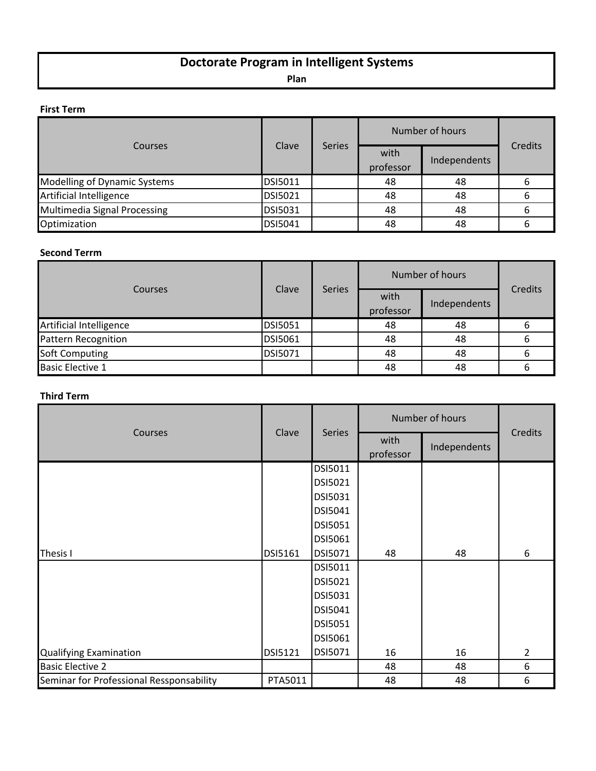# Doctorate Program in Intelligent Systems

**Plan**

**First Term**

| Courses | Clave | Series | Number of hours | | Credits |
|---|---|---|---|---|---|
| | | | with professor | Independents | |
| Modelling of Dynamic Systems | DSI5011 | | 48 | 48 | 6 |
| Artificial Intelligence | DSI5021 | | 48 | 48 | 6 |
| Multimedia Signal Processing | DSI5031 | | 48 | 48 | 6 |
| Optimization | DSI5041 | | 48 | 48 | 6 |

**Second Terrm**

| Courses | Clave | Series | Number of hours | | Credits |
|---|---|---|---|---|---|
| | | | with professor | Independents | |
| Artificial Intelligence | DSI5051 | | 48 | 48 | 6 |
| Pattern Recognition | DSI5061 | | 48 | 48 | 6 |
| Soft Computing | DSI5071 | | 48 | 48 | 6 |
| Basic Elective 1 | | | 48 | 48 | 6 |

**Third Term**

| Courses | Clave | Series | Number of hours | | Credits |
|---|---|---|---|---|---|
| | | | with professor | Independents | |
| Thesis I | DSI5161 | DSI5011 DSI5021 DSI5031 DSI5041 DSI5051 DSI5061 DSI5071 | 48 | 48 | 6 |
| Qualifying Examination | DSI5121 | DSI5011 DSI5021 DSI5031 DSI5041 DSI5051 DSI5061 DSI5071 | 16 | 16 | 2 |
| Basic Elective 2 | | | 48 | 48 | 6 |
| Seminar for Professional Ressponsability | PTA5011 | | 48 | 48 | 6 |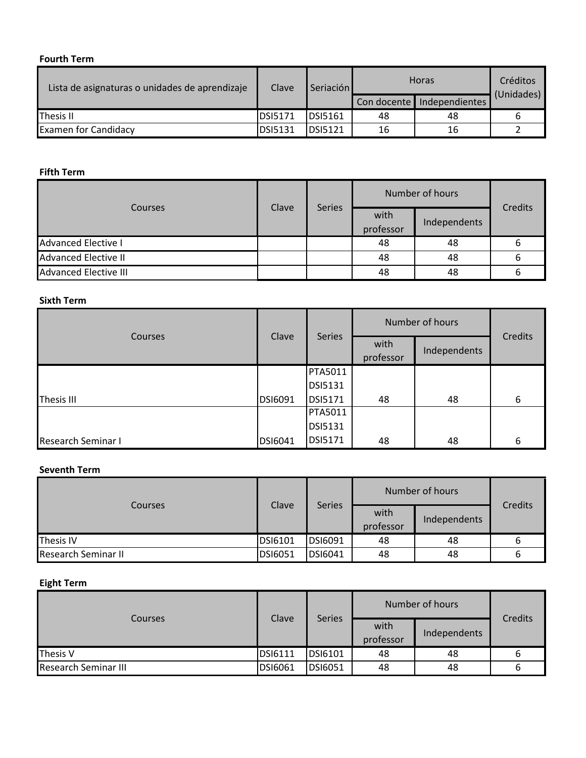**Fourth Term**

| Lista de asignaturas o unidades de aprendizaje | Clave | Seriación | Horas | | Créditos (Unidades) |
|---|---|---|---|---|---|
| | | | Con docente | Independientes | |
| Thesis II | DSI5171 | DSI5161 | 48 | 48 | 6 |
| Examen for Candidacy | DSI5131 | DSI5121 | 16 | 16 | 2 |

**Fifth Term**

| Courses | Clave | Series | Number of hours | | Credits |
|---|---|---|---|---|---|
| | | | with professor | Independents | |
| Advanced Elective I | | | 48 | 48 | 6 |
| Advanced Elective II | | | 48 | 48 | 6 |
| Advanced Elective III | | | 48 | 48 | 6 |

**Sixth Term**

| Courses | Clave | Series | Number of hours | | Credits |
|---|---|---|---|---|---|
| | | | with professor | Independents | |
| Thesis III | DSI6091 | PTA5011 DSI5131 DSI5171 | 48 | 48 | 6 |
| Research Seminar I | DSI6041 | PTA5011 DSI5131 DSI5171 | 48 | 48 | 6 |

**Seventh Term**

| Courses | Clave | Series | Number of hours | | Credits |
|---|---|---|---|---|---|
| | | | with professor | Independents | |
| Thesis IV | DSI6101 | DSI6091 | 48 | 48 | 6 |
| Research Seminar II | DSI6051 | DSI6041 | 48 | 48 | 6 |

**Eight Term**

| Courses | Clave | Series | Number of hours | | Credits |
|---|---|---|---|---|---|
| | | | with professor | Independents | |
| Thesis V | DSI6111 | DSI6101 | 48 | 48 | 6 |
| Research Seminar III | DSI6061 | DSI6051 | 48 | 48 | 6 |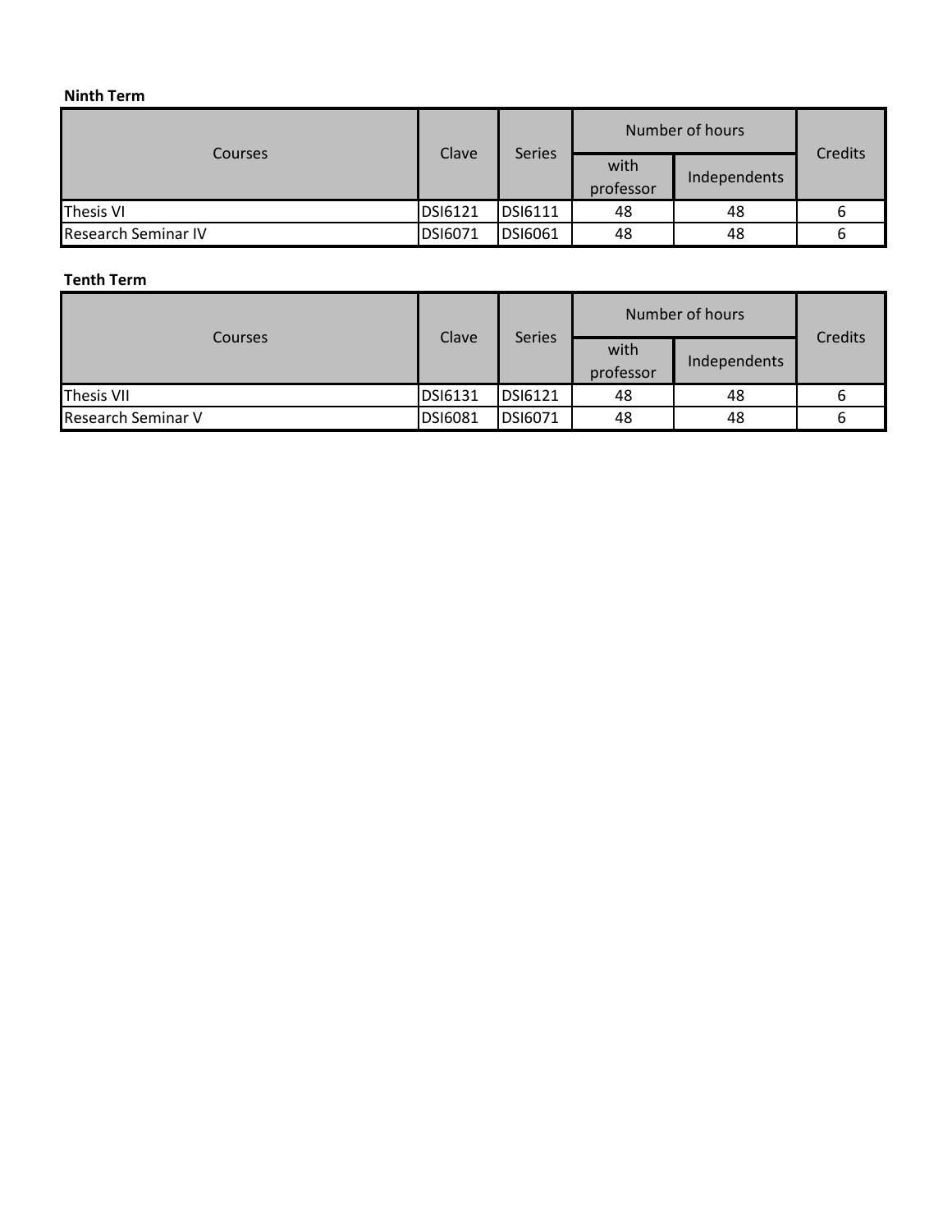**Ninth Term**

| Courses | Clave | Series | Number of hours | | Credits |
|---|---|---|---|---|---|
| | | | with professor | Independents | |
| Thesis VI | DSI6121 | DSI6111 | 48 | 48 | 6 |
| Research Seminar IV | DSI6071 | DSI6061 | 48 | 48 | 6 |

**Tenth Term**

| Courses | Clave | Series | Number of hours | | Credits |
|---|---|---|---|---|---|
| | | | with professor | Independents | |
| Thesis VII | DSI6131 | DSI6121 | 48 | 48 | 6 |
| Research Seminar V | DSI6081 | DSI6071 | 48 | 48 | 6 |